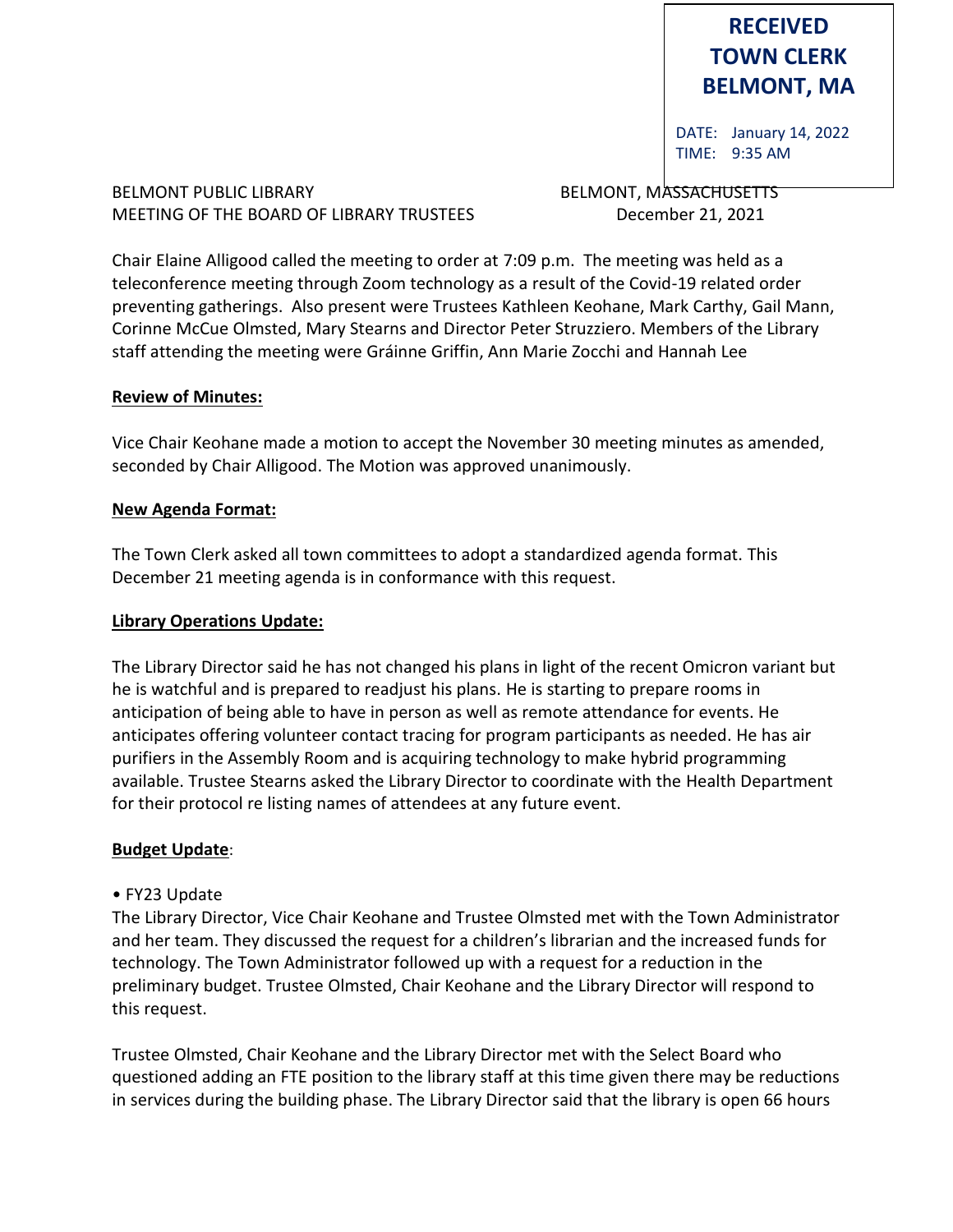**RECEIVED**
**TOWN CLERK**
**BELMONT, MA**

DATE: January 14, 2022
TIME: 9:35 AM

BELMONT PUBLIC LIBRARY BELMONT, MASSACHUSETTS
MEETING OF THE BOARD OF LIBRARY TRUSTEES December 21, 2021

Chair Elaine Alligood called the meeting to order at 7:09 p.m. The meeting was held as a teleconference meeting through Zoom technology as a result of the Covid-19 related order preventing gatherings. Also present were Trustees Kathleen Keohane, Mark Carthy, Gail Mann, Corinne McCue Olmsted, Mary Stearns and Director Peter Struzziero. Members of the Library staff attending the meeting were Gráinne Griffin, Ann Marie Zocchi and Hannah Lee

**Review of Minutes:**

Vice Chair Keohane made a motion to accept the November 30 meeting minutes as amended, seconded by Chair Alligood. The Motion was approved unanimously.

**New Agenda Format:**

The Town Clerk asked all town committees to adopt a standardized agenda format. This December 21 meeting agenda is in conformance with this request.

**Library Operations Update:**

The Library Director said he has not changed his plans in light of the recent Omicron variant but he is watchful and is prepared to readjust his plans. He is starting to prepare rooms in anticipation of being able to have in person as well as remote attendance for events. He anticipates offering volunteer contact tracing for program participants as needed. He has air purifiers in the Assembly Room and is acquiring technology to make hybrid programming available. Trustee Stearns asked the Library Director to coordinate with the Health Department for their protocol re listing names of attendees at any future event.

**Budget Update**:

• FY23 Update

The Library Director, Vice Chair Keohane and Trustee Olmsted met with the Town Administrator and her team. They discussed the request for a children's librarian and the increased funds for technology. The Town Administrator followed up with a request for a reduction in the preliminary budget. Trustee Olmsted, Chair Keohane and the Library Director will respond to this request.

Trustee Olmsted, Chair Keohane and the Library Director met with the Select Board who questioned adding an FTE position to the library staff at this time given there may be reductions in services during the building phase. The Library Director said that the library is open 66 hours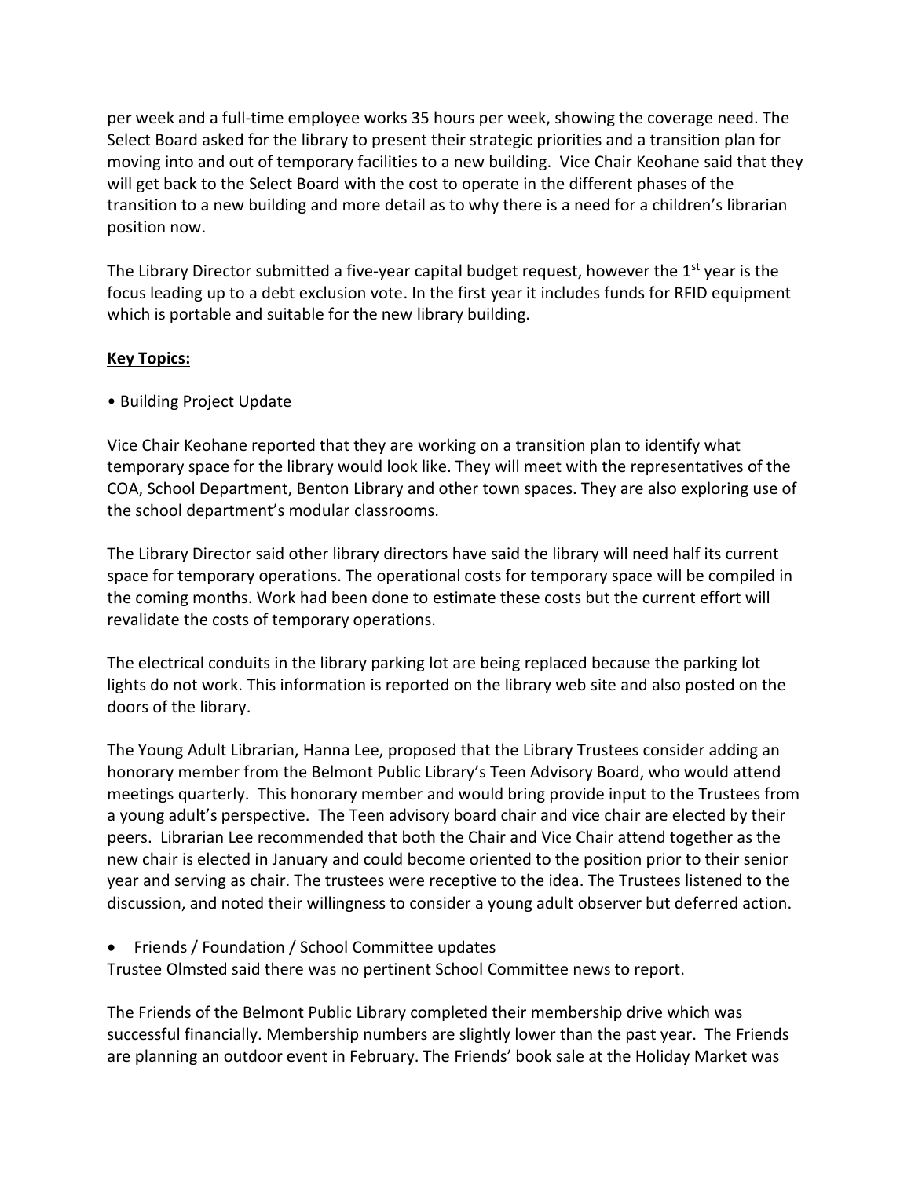per week and a full-time employee works 35 hours per week, showing the coverage need. The Select Board asked for the library to present their strategic priorities and a transition plan for moving into and out of temporary facilities to a new building. Vice Chair Keohane said that they will get back to the Select Board with the cost to operate in the different phases of the transition to a new building and more detail as to why there is a need for a children's librarian position now.

The Library Director submitted a five-year capital budget request, however the 1st year is the focus leading up to a debt exclusion vote. In the first year it includes funds for RFID equipment which is portable and suitable for the new library building.

**Key Topics:**

- Building Project Update

Vice Chair Keohane reported that they are working on a transition plan to identify what temporary space for the library would look like. They will meet with the representatives of the COA, School Department, Benton Library and other town spaces. They are also exploring use of the school department's modular classrooms.

The Library Director said other library directors have said the library will need half its current space for temporary operations. The operational costs for temporary space will be compiled in the coming months. Work had been done to estimate these costs but the current effort will revalidate the costs of temporary operations.

The electrical conduits in the library parking lot are being replaced because the parking lot lights do not work. This information is reported on the library web site and also posted on the doors of the library.

The Young Adult Librarian, Hanna Lee, proposed that the Library Trustees consider adding an honorary member from the Belmont Public Library's Teen Advisory Board, who would attend meetings quarterly. This honorary member and would bring provide input to the Trustees from a young adult's perspective. The Teen advisory board chair and vice chair are elected by their peers. Librarian Lee recommended that both the Chair and Vice Chair attend together as the new chair is elected in January and could become oriented to the position prior to their senior year and serving as chair. The trustees were receptive to the idea. The Trustees listened to the discussion, and noted their willingness to consider a young adult observer but deferred action.

- Friends / Foundation / School Committee updates

Trustee Olmsted said there was no pertinent School Committee news to report.

The Friends of the Belmont Public Library completed their membership drive which was successful financially. Membership numbers are slightly lower than the past year. The Friends are planning an outdoor event in February. The Friends' book sale at the Holiday Market was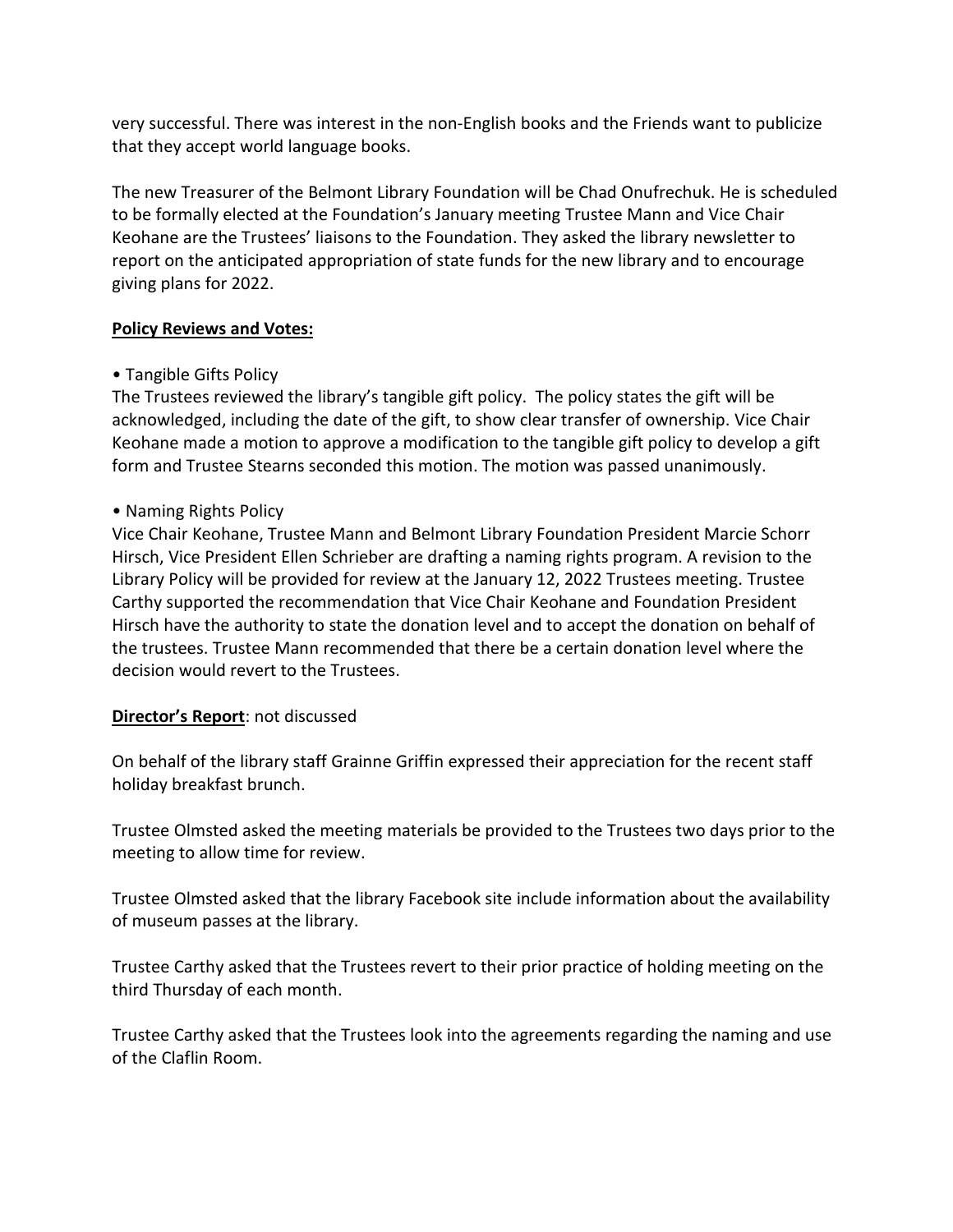very successful. There was interest in the non-English books and the Friends want to publicize that they accept world language books.

The new Treasurer of the Belmont Library Foundation will be Chad Onufrechuk. He is scheduled to be formally elected at the Foundation's January meeting Trustee Mann and Vice Chair Keohane are the Trustees' liaisons to the Foundation. They asked the library newsletter to report on the anticipated appropriation of state funds for the new library and to encourage giving plans for 2022.

**Policy Reviews and Votes:**

• Tangible Gifts Policy
The Trustees reviewed the library's tangible gift policy. The policy states the gift will be acknowledged, including the date of the gift, to show clear transfer of ownership. Vice Chair Keohane made a motion to approve a modification to the tangible gift policy to develop a gift form and Trustee Stearns seconded this motion. The motion was passed unanimously.

• Naming Rights Policy
Vice Chair Keohane, Trustee Mann and Belmont Library Foundation President Marcie Schorr Hirsch, Vice President Ellen Schrieber are drafting a naming rights program. A revision to the Library Policy will be provided for review at the January 12, 2022 Trustees meeting. Trustee Carthy supported the recommendation that Vice Chair Keohane and Foundation President Hirsch have the authority to state the donation level and to accept the donation on behalf of the trustees. Trustee Mann recommended that there be a certain donation level where the decision would revert to the Trustees.

**Director's Report**: not discussed

On behalf of the library staff Grainne Griffin expressed their appreciation for the recent staff holiday breakfast brunch.

Trustee Olmsted asked the meeting materials be provided to the Trustees two days prior to the meeting to allow time for review.

Trustee Olmsted asked that the library Facebook site include information about the availability of museum passes at the library.

Trustee Carthy asked that the Trustees revert to their prior practice of holding meeting on the third Thursday of each month.

Trustee Carthy asked that the Trustees look into the agreements regarding the naming and use of the Claflin Room.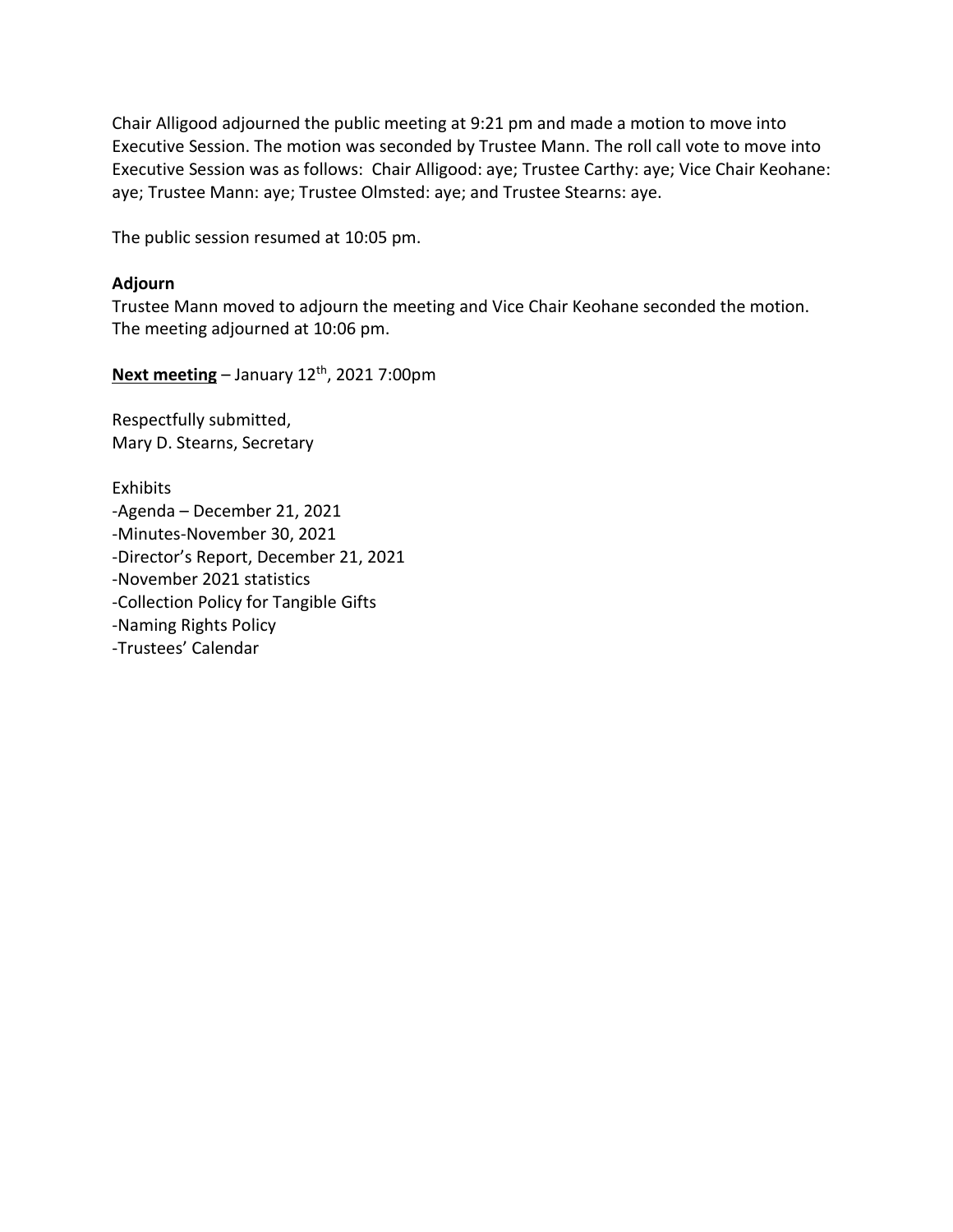Chair Alligood adjourned the public meeting at 9:21 pm and made a motion to move into Executive Session. The motion was seconded by Trustee Mann. The roll call vote to move into Executive Session was as follows: Chair Alligood: aye; Trustee Carthy: aye; Vice Chair Keohane: aye; Trustee Mann: aye; Trustee Olmsted: aye; and Trustee Stearns: aye.

The public session resumed at 10:05 pm.

**Adjourn**

Trustee Mann moved to adjourn the meeting and Vice Chair Keohane seconded the motion. The meeting adjourned at 10:06 pm.

**Next meeting** – January 12th, 2021 7:00pm

Respectfully submitted,
Mary D. Stearns, Secretary

Exhibits
-Agenda – December 21, 2021
-Minutes-November 30, 2021
-Director's Report, December 21, 2021
-November 2021 statistics
-Collection Policy for Tangible Gifts
-Naming Rights Policy
-Trustees' Calendar